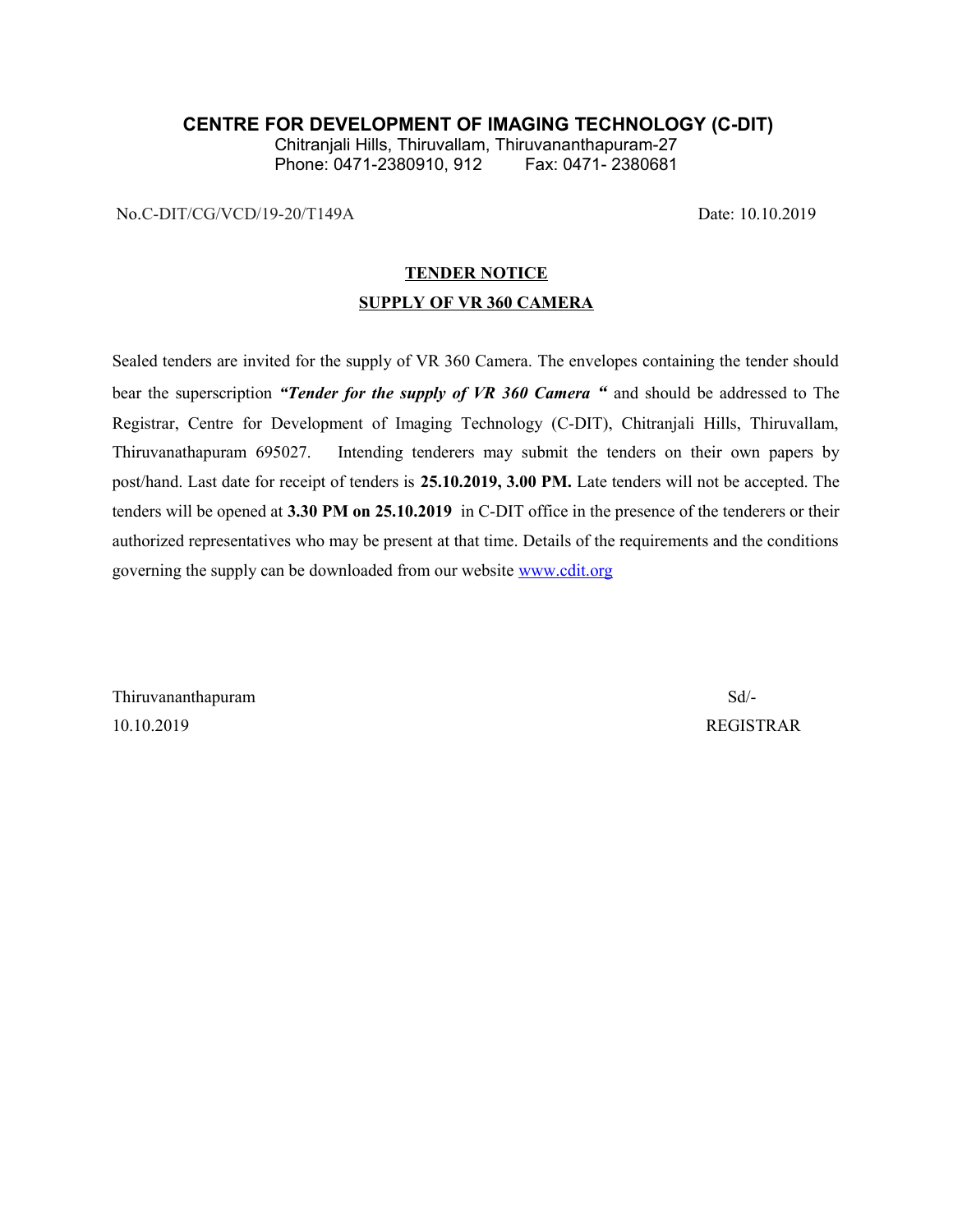# CENTRE FOR DEVELOPMENT OF IMAGING TECHNOLOGY (C-DIT)

Chitranjali Hills, Thiruvallam, Thiruvananthapuram-27
Phone: 0471-2380910, 912 Fax: 0471- 2380681

No.C-DIT/CG/VCD/19-20/T149A Date: 10.10.2019

## TENDER NOTICE

## SUPPLY OF VR 360 CAMERA

Sealed tenders are invited for the supply of VR 360 Camera. The envelopes containing the tender should bear the superscription ***"Tender for the supply of VR 360 Camera "*** and should be addressed to The Registrar, Centre for Development of Imaging Technology (C-DIT), Chitranjali Hills, Thiruvallam, Thiruvanathapuram 695027. Intending tenderers may submit the tenders on their own papers by post/hand. Last date for receipt of tenders is **25.10.2019, 3.00 PM.** Late tenders will not be accepted. The tenders will be opened at **3.30 PM on 25.10.2019** in C-DIT office in the presence of the tenderers or their authorized representatives who may be present at that time. Details of the requirements and the conditions governing the supply can be downloaded from our website www.cdit.org

Thiruvananthapuram
10.10.2019

Sd/-
REGISTRAR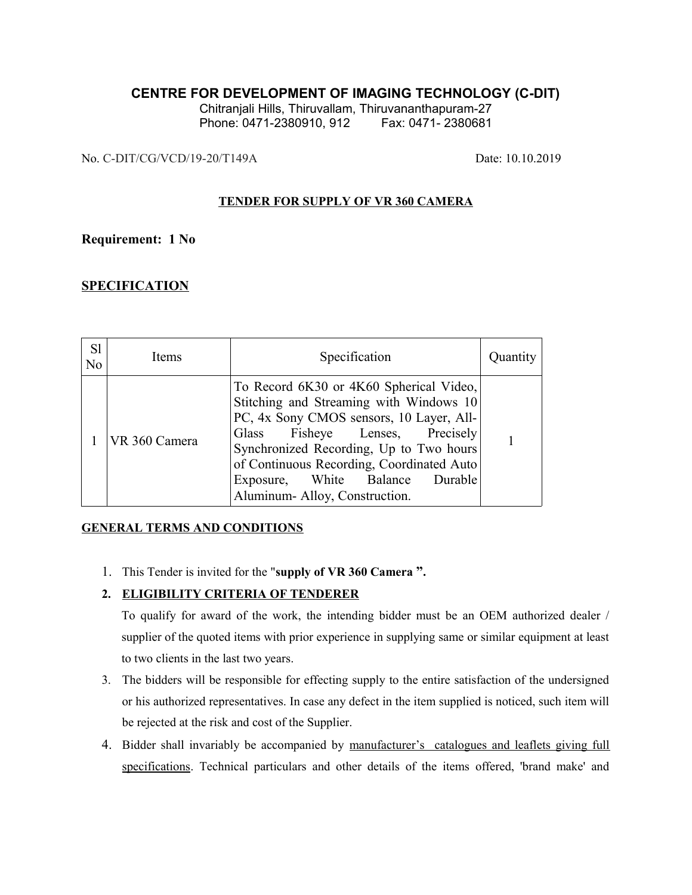# CENTRE FOR DEVELOPMENT OF IMAGING TECHNOLOGY (C-DIT)

Chitranjali Hills, Thiruvallam, Thiruvananthapuram-27
Phone: 0471-2380910, 912 Fax: 0471- 2380681

No. C-DIT/CG/VCD/19-20/T149A Date: 10.10.2019

**TENDER FOR SUPPLY OF VR 360 CAMERA**

**Requirement: 1 No**

**SPECIFICATION**

| Sl No | Items | Specification | Quantity |
|---|---|---|---|
| 1 | VR 360 Camera | To Record 6K30 or 4K60 Spherical Video, Stitching and Streaming with Windows 10 PC, 4x Sony CMOS sensors, 10 Layer, All-Glass Fisheye Lenses, Precisely Synchronized Recording, Up to Two hours of Continuous Recording, Coordinated Auto Exposure, White Balance Durable Aluminum- Alloy, Construction. | 1 |

**GENERAL TERMS AND CONDITIONS**

1. This Tender is invited for the "**supply of VR 360 Camera ".**
2. **ELIGIBILITY CRITERIA OF TENDERER**

   To qualify for award of the work, the intending bidder must be an OEM authorized dealer / supplier of the quoted items with prior experience in supplying same or similar equipment at least to two clients in the last two years.
3. The bidders will be responsible for effecting supply to the entire satisfaction of the undersigned or his authorized representatives. In case any defect in the item supplied is noticed, such item will be rejected at the risk and cost of the Supplier.
4. Bidder shall invariably be accompanied by manufacturer's catalogues and leaflets giving full specifications. Technical particulars and other details of the items offered, 'brand make' and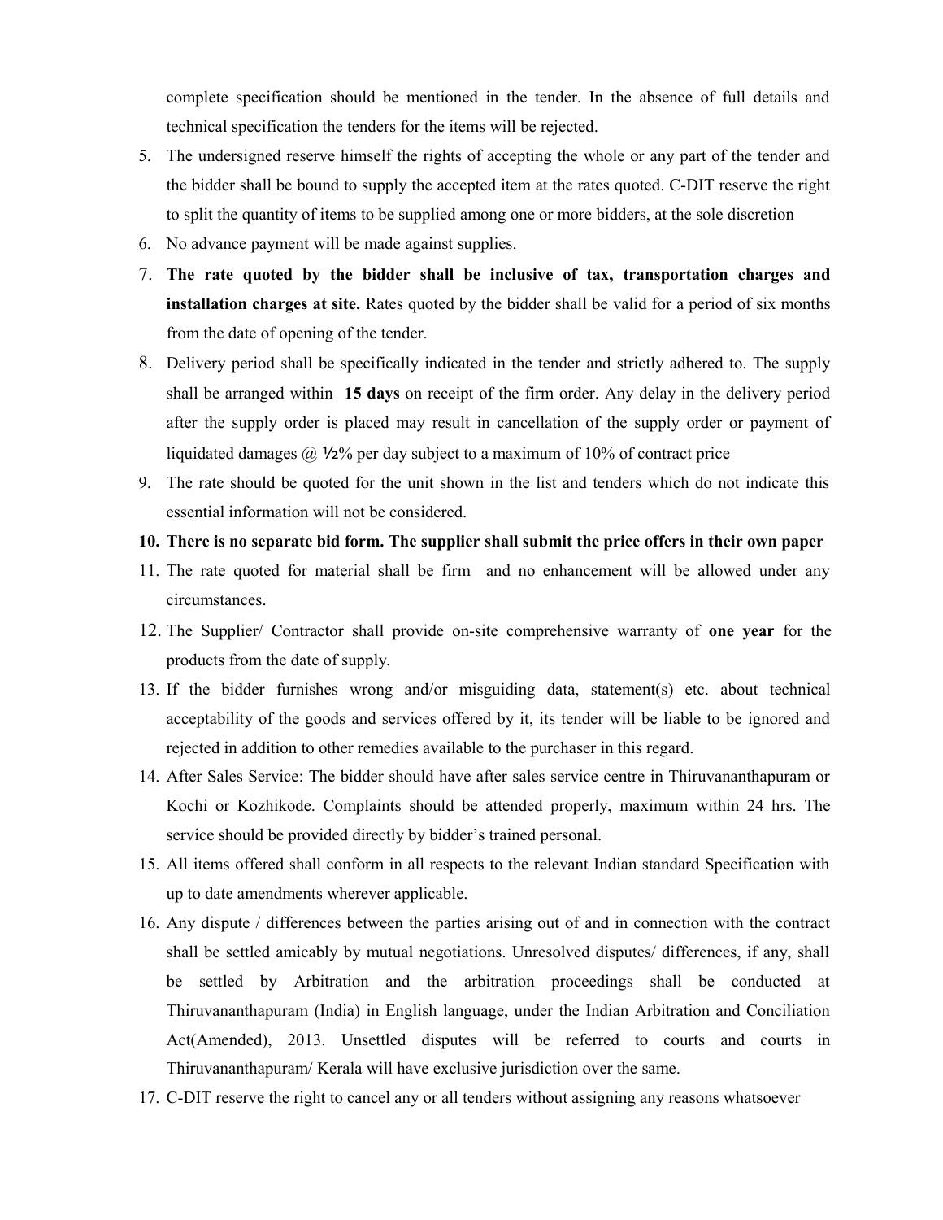complete specification should be mentioned in the tender. In the absence of full details and technical specification the tenders for the items will be rejected.

5. The undersigned reserve himself the rights of accepting the whole or any part of the tender and the bidder shall be bound to supply the accepted item at the rates quoted. C-DIT reserve the right to split the quantity of items to be supplied among one or more bidders, at the sole discretion
6. No advance payment will be made against supplies.
7. **The rate quoted by the bidder shall be inclusive of tax, transportation charges and installation charges at site.** Rates quoted by the bidder shall be valid for a period of six months from the date of opening of the tender.
8. Delivery period shall be specifically indicated in the tender and strictly adhered to. The supply shall be arranged within **15 days** on receipt of the firm order. Any delay in the delivery period after the supply order is placed may result in cancellation of the supply order or payment of liquidated damages @ ½% per day subject to a maximum of 10% of contract price
9. The rate should be quoted for the unit shown in the list and tenders which do not indicate this essential information will not be considered.
10. **There is no separate bid form. The supplier shall submit the price offers in their own paper**
11. The rate quoted for material shall be firm and no enhancement will be allowed under any circumstances.
12. The Supplier/ Contractor shall provide on-site comprehensive warranty of **one year** for the products from the date of supply.
13. If the bidder furnishes wrong and/or misguiding data, statement(s) etc. about technical acceptability of the goods and services offered by it, its tender will be liable to be ignored and rejected in addition to other remedies available to the purchaser in this regard.
14. After Sales Service: The bidder should have after sales service centre in Thiruvananthapuram or Kochi or Kozhikode. Complaints should be attended properly, maximum within 24 hrs. The service should be provided directly by bidder's trained personal.
15. All items offered shall conform in all respects to the relevant Indian standard Specification with up to date amendments wherever applicable.
16. Any dispute / differences between the parties arising out of and in connection with the contract shall be settled amicably by mutual negotiations. Unresolved disputes/ differences, if any, shall be settled by Arbitration and the arbitration proceedings shall be conducted at Thiruvananthapuram (India) in English language, under the Indian Arbitration and Conciliation Act(Amended), 2013. Unsettled disputes will be referred to courts and courts in Thiruvananthapuram/ Kerala will have exclusive jurisdiction over the same.
17. C-DIT reserve the right to cancel any or all tenders without assigning any reasons whatsoever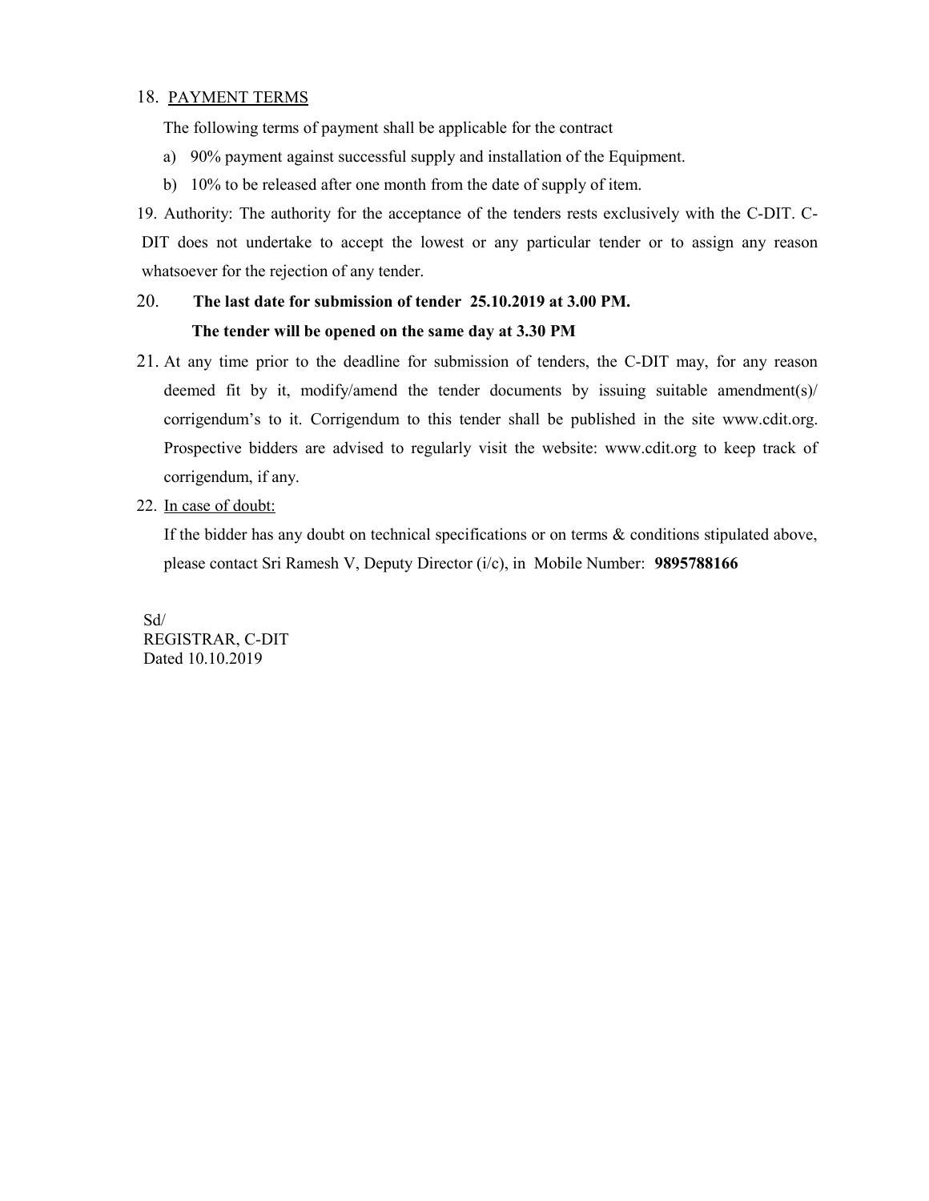18. <u>PAYMENT TERMS</u>

    The following terms of payment shall be applicable for the contract

    a) 90% payment against successful supply and installation of the Equipment.

    b) 10% to be released after one month from the date of supply of item.

19. Authority: The authority for the acceptance of the tenders rests exclusively with the C-DIT. C-DIT does not undertake to accept the lowest or any particular tender or to assign any reason whatsoever for the rejection of any tender.

20. **The last date for submission of tender 25.10.2019 at 3.00 PM.**

    **The tender will be opened on the same day at 3.30 PM**

21. At any time prior to the deadline for submission of tenders, the C-DIT may, for any reason deemed fit by it, modify/amend the tender documents by issuing suitable amendment(s)/ corrigendum's to it. Corrigendum to this tender shall be published in the site www.cdit.org. Prospective bidders are advised to regularly visit the website: www.cdit.org to keep track of corrigendum, if any.

22. <u>In case of doubt:</u>

    If the bidder has any doubt on technical specifications or on terms & conditions stipulated above, please contact Sri Ramesh V, Deputy Director (i/c), in Mobile Number: **9895788166**

Sd/
REGISTRAR, C-DIT
Dated 10.10.2019